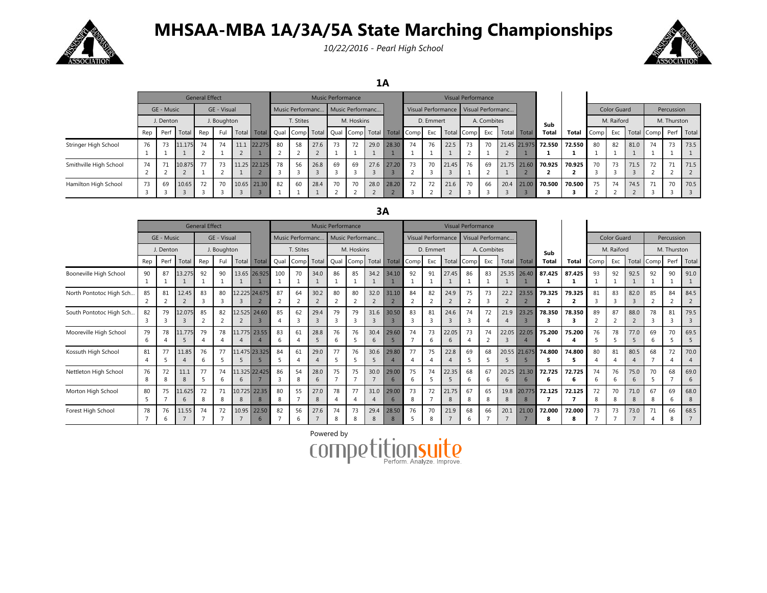# MHSAA-MBA 1A/3A/5A State Marching Championships

*10/22/2016 - Pearl High School*

## 1A

| | General Effect | | | | | | | Music Performance | | | | | | | Visual Performance | | | | | | | | | Color Guard | | | Percussion | | |
|---|---|---|---|---|---|---|---|---|---|---|---|---|---|---|---|---|---|---|---|---|---|---|---|---|---|---|---|---|---|
| | GE - Music | | | GE - Visual | | | | Music Performanc... | | | Music Performanc... | | | | Visual Performance | | | Visual Performanc... | | | | | | | | | | | |
| | J. Denton | | | J. Boughton | | | | T. Stites | | | M. Hoskins | | | | D. Emmert | | | A. Combites | | | | Sub | | M. Raiford | | | M. Thurston | | |
| | Rep | Perf | Total | Rep | Ful | Total | Total | Qual | Comp | Total | Qual | Comp | Total | Total | Comp | Exc | Total | Comp | Exc | Total | Total | Total | Total | Comp | Exc | Total | Comp | Perf | Total |
| Stringer High School | 76 1 | 73 1 | 11.175 1 | 74 2 | 74 1 | 11.1 2 | 22.275 1 | 80 2 | 58 2 | 27.6 2 | 73 1 | 72 1 | 29.0 1 | 28.30 1 | 74 1 | 76 1 | 22.5 1 | 73 2 | 70 1 | 21.45 2 | 21.975 1 | 72.550 1 | 72.550 1 | 80 1 | 82 1 | 81.0 1 | 74 1 | 73 1 | 73.5 1 |
| Smithville High School | 74 2 | 71 2 | 10.875 2 | 77 1 | 73 2 | 11.25 1 | 22.125 2 | 78 3 | 56 3 | 26.8 3 | 69 3 | 69 3 | 27.6 3 | 27.20 3 | 73 2 | 70 3 | 21.45 3 | 76 1 | 69 2 | 21.75 1 | 21.60 2 | 70.925 2 | 70.925 2 | 70 3 | 73 3 | 71.5 3 | 72 2 | 71 2 | 71.5 2 |
| Hamilton High School | 73 3 | 69 3 | 10.65 3 | 72 3 | 70 3 | 10.65 3 | 21.30 3 | 82 1 | 60 1 | 28.4 1 | 70 2 | 70 2 | 28.0 2 | 28.20 2 | 72 3 | 72 2 | 21.6 2 | 70 3 | 66 3 | 20.4 3 | 21.00 3 | 70.500 3 | 70.500 3 | 75 2 | 74 2 | 74.5 2 | 71 3 | 70 3 | 70.5 3 |

## 3A

| | General Effect | | | | | | | Music Performance | | | | | | | Visual Performance | | | | | | | | | Color Guard | | | Percussion | | |
|---|---|---|---|---|---|---|---|---|---|---|---|---|---|---|---|---|---|---|---|---|---|---|---|---|---|---|---|---|---|
| | GE - Music | | | GE - Visual | | | | Music Performanc... | | | Music Performanc... | | | | Visual Performance | | | Visual Performanc... | | | | | | | | | | | |
| | J. Denton | | | J. Boughton | | | | T. Stites | | | M. Hoskins | | | | D. Emmert | | | A. Combites | | | | Sub | | M. Raiford | | | M. Thurston | | |
| | Rep | Perf | Total | Rep | Ful | Total | Total | Qual | Comp | Total | Qual | Comp | Total | Total | Comp | Exc | Total | Comp | Exc | Total | Total | Total | Total | Comp | Exc | Total | Comp | Perf | Total |
| Booneville High School | 90 1 | 87 1 | 13.275 1 | 92 1 | 90 1 | 13.65 1 | 26.925 1 | 100 1 | 70 1 | 34.0 1 | 86 1 | 85 1 | 34.2 1 | 34.10 1 | 92 1 | 91 1 | 27.45 1 | 86 1 | 83 1 | 25.35 1 | 26.40 1 | 87.425 1 | 87.425 1 | 93 1 | 92 1 | 92.5 1 | 92 1 | 90 1 | 91.0 1 |
| North Pontotoc High Sch... | 85 2 | 81 2 | 12.45 2 | 83 3 | 80 3 | 12.225 3 | 24.675 2 | 87 2 | 64 2 | 30.2 2 | 80 2 | 80 2 | 32.0 2 | 31.10 2 | 84 2 | 82 2 | 24.9 2 | 75 2 | 73 3 | 22.2 2 | 23.55 2 | 79.325 2 | 79.325 2 | 81 3 | 83 3 | 82.0 3 | 85 2 | 84 2 | 84.5 2 |
| South Pontotoc High Sch... | 82 3 | 79 3 | 12.075 3 | 85 2 | 82 2 | 12.525 2 | 24.60 3 | 85 4 | 62 3 | 29.4 3 | 79 3 | 79 3 | 31.6 3 | 30.50 3 | 83 3 | 81 3 | 24.6 3 | 74 3 | 72 4 | 21.9 4 | 23.25 3 | 78.350 3 | 78.350 3 | 89 2 | 87 2 | 88.0 2 | 78 3 | 81 3 | 79.5 3 |
| Mooreville High School | 79 6 | 78 4 | 11.775 5 | 79 4 | 78 4 | 11.775 4 | 23.55 4 | 83 6 | 61 4 | 28.8 5 | 76 6 | 76 5 | 30.4 6 | 29.60 5 | 74 7 | 73 6 | 22.05 6 | 73 4 | 74 2 | 22.05 3 | 22.05 4 | 75.200 4 | 75.200 4 | 76 5 | 78 5 | 77.0 5 | 69 6 | 70 5 | 69.5 5 |
| Kossuth High School | 81 4 | 77 5 | 11.85 4 | 76 6 | 77 5 | 11.475 5 | 23.325 5 | 84 5 | 61 4 | 29.0 4 | 77 5 | 76 5 | 30.6 5 | 29.80 4 | 77 4 | 75 4 | 22.8 4 | 69 5 | 68 5 | 20.55 5 | 21.675 5 | 74.800 5 | 74.800 5 | 80 4 | 81 4 | 80.5 4 | 68 7 | 72 4 | 70.0 4 |
| Nettleton High School | 76 8 | 72 8 | 11.1 8 | 77 5 | 74 6 | 11.325 6 | 22.425 7 | 86 3 | 54 8 | 28.0 6 | 75 7 | 75 7 | 30.0 7 | 29.00 6 | 75 6 | 74 5 | 22.35 5 | 68 6 | 67 6 | 20.25 6 | 21.30 6 | 72.725 6 | 72.725 6 | 74 6 | 76 6 | 75.0 6 | 70 5 | 68 7 | 69.0 6 |
| Morton High School | 80 5 | 75 7 | 11.625 6 | 72 8 | 71 8 | 10.725 8 | 22.35 8 | 80 8 | 55 7 | 27.0 8 | 78 4 | 77 4 | 31.0 4 | 29.00 6 | 73 8 | 72 7 | 21.75 8 | 67 8 | 65 8 | 19.8 8 | 20.775 8 | 72.125 7 | 72.125 7 | 72 8 | 70 8 | 71.0 8 | 67 8 | 69 6 | 68.0 8 |
| Forest High School | 78 7 | 76 6 | 11.55 7 | 74 7 | 72 7 | 10.95 7 | 22.50 6 | 82 7 | 56 6 | 27.6 7 | 74 8 | 73 8 | 29.4 8 | 28.50 8 | 76 5 | 70 8 | 21.9 7 | 68 6 | 66 7 | 20.1 7 | 21.00 7 | 72.000 8 | 72.000 8 | 73 7 | 73 7 | 73.0 7 | 71 4 | 66 8 | 68.5 7 |

Powered by competitionsuite Perform. Analyze. Improve.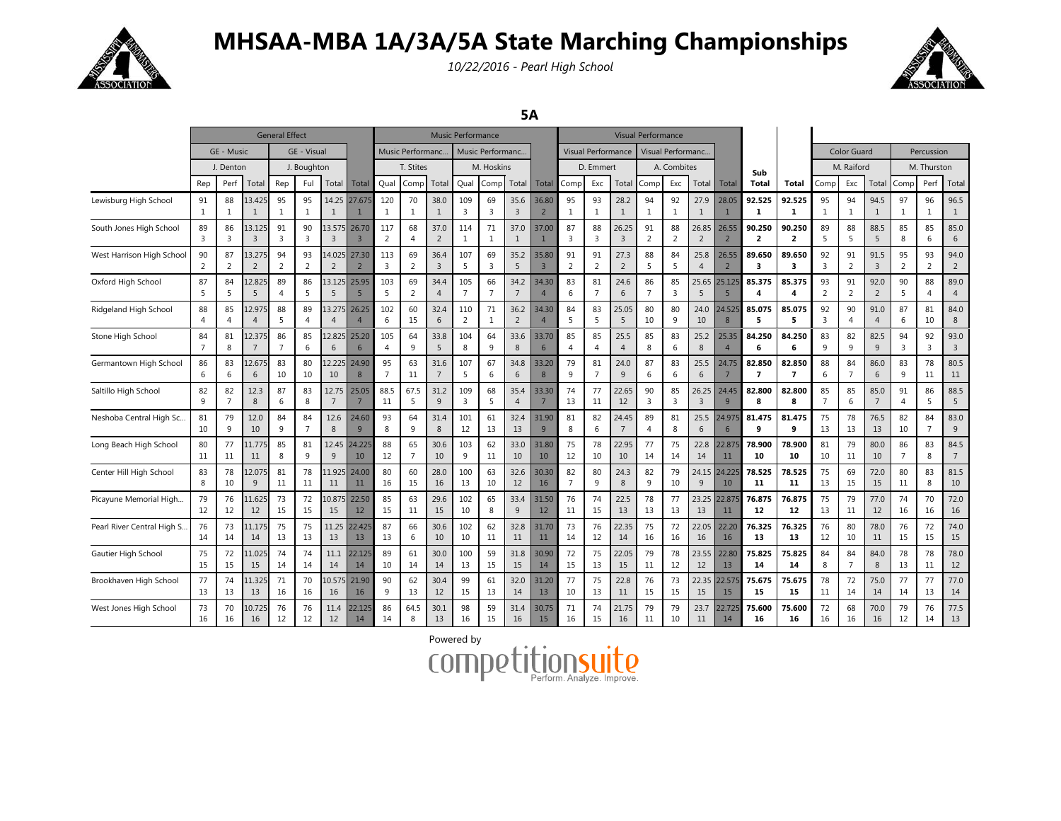# MHSAA-MBA 1A/3A/5A State Marching Championships

*10/22/2016 - Pearl High School*

## 5A

| | General Effect | | | | | | | Music Performance | | | | | | | Visual Performance | | | | | | | Sub Total | Total | Color Guard | | | Percussion | | |
|---|---|---|---|---|---|---|---|---|---|---|---|---|---|---|---|---|---|---|---|---|---|---|---|---|---|---|---|---|---|
| | GE - Music | | | GE - Visual | | | | Music Performanc... | | | Music Performanc... | | | | Visual Performance | | | Visual Performanc... | | | | | | Color Guard | | | Percussion | | |
| | J. Denton | | | J. Boughton | | | | T. Stites | | | M. Hoskins | | | | D. Emmert | | | A. Combites | | | | | | M. Raiford | | | M. Thurston | | |
| | Rep | Perf | Total | Rep | Ful | Total | Total | Qual | Comp | Total | Qual | Comp | Total | Total | Comp | Exc | Total | Comp | Exc | Total | Total | | | Comp | Exc | Total | Comp | Perf | Total |
| Lewisburg High School | 91<br>1 | 88<br>1 | 13.425<br>1 | 95<br>1 | 95<br>1 | 14.25<br>1 | 27.675<br>1 | 120<br>1 | 70<br>1 | 38.0<br>1 | 109<br>3 | 69<br>3 | 35.6<br>3 | 36.80<br>2 | 95<br>1 | 93<br>1 | 28.2<br>1 | 94<br>1 | 92<br>1 | 27.9<br>1 | 28.05<br>1 | **92.525**<br>**1** | **92.525**<br>**1** | 95<br>1 | 94<br>1 | 94.5<br>1 | 97<br>1 | 96<br>1 | 96.5<br>1 |
| South Jones High School | 89<br>3 | 86<br>3 | 13.125<br>3 | 91<br>3 | 90<br>3 | 13.575<br>3 | 26.70<br>3 | 117<br>2 | 68<br>4 | 37.0<br>2 | 114<br>1 | 71<br>1 | 37.0<br>1 | 37.00<br>1 | 87<br>3 | 88<br>3 | 26.25<br>3 | 91<br>2 | 88<br>2 | 26.85<br>2 | 26.55<br>2 | **90.250**<br>**2** | **90.250**<br>**2** | 89<br>5 | 88<br>5 | 88.5<br>5 | 85<br>8 | 85<br>6 | 85.0<br>6 |
| West Harrison High School | 90<br>2 | 87<br>2 | 13.275<br>2 | 94<br>2 | 93<br>2 | 14.025<br>2 | 27.30<br>2 | 113<br>3 | 69<br>2 | 36.4<br>3 | 107<br>5 | 69<br>3 | 35.2<br>5 | 35.80<br>3 | 91<br>2 | 91<br>2 | 27.3<br>2 | 88<br>5 | 84<br>5 | 25.8<br>4 | 26.55<br>2 | **89.650**<br>**3** | **89.650**<br>**3** | 92<br>3 | 91<br>2 | 91.5<br>3 | 95<br>2 | 93<br>2 | 94.0<br>2 |
| Oxford High School | 87<br>5 | 84<br>5 | 12.825<br>5 | 89<br>4 | 86<br>5 | 13.125<br>5 | 25.95<br>5 | 103<br>5 | 69<br>2 | 34.4<br>4 | 105<br>7 | 66<br>7 | 34.2<br>7 | 34.30<br>4 | 83<br>6 | 81<br>7 | 24.6<br>6 | 86<br>7 | 85<br>3 | 25.65<br>5 | 25.125<br>5 | **85.375**<br>**4** | **85.375**<br>**4** | 93<br>2 | 91<br>2 | 92.0<br>2 | 90<br>5 | 88<br>4 | 89.0<br>4 |
| Ridgeland High School | 88<br>4 | 85<br>4 | 12.975<br>4 | 88<br>5 | 89<br>4 | 13.275<br>4 | 26.25<br>4 | 102<br>6 | 60<br>15 | 32.4<br>6 | 110<br>2 | 71<br>1 | 36.2<br>2 | 34.30<br>4 | 84<br>5 | 83<br>5 | 25.05<br>5 | 80<br>10 | 80<br>9 | 24.0<br>10 | 24.525<br>8 | **85.075**<br>**5** | **85.075**<br>**5** | 92<br>3 | 90<br>4 | 91.0<br>4 | 87<br>6 | 81<br>10 | 84.0<br>8 |
| Stone High School | 84<br>7 | 81<br>8 | 12.375<br>7 | 86<br>7 | 85<br>6 | 12.825<br>6 | 25.20<br>6 | 105<br>4 | 64<br>9 | 33.8<br>5 | 104<br>8 | 64<br>9 | 33.6<br>8 | 33.70<br>6 | 85<br>4 | 85<br>4 | 25.5<br>4 | 85<br>8 | 83<br>6 | 25.2<br>8 | 25.35<br>4 | **84.250**<br>**6** | **84.250**<br>**6** | 83<br>9 | 82<br>9 | 82.5<br>9 | 94<br>3 | 92<br>3 | 93.0<br>3 |
| Germantown High School | 86<br>6 | 83<br>6 | 12.675<br>6 | 83<br>10 | 80<br>10 | 12.225<br>10 | 24.90<br>8 | 95<br>7 | 63<br>11 | 31.6<br>7 | 107<br>5 | 67<br>6 | 34.8<br>6 | 33.20<br>8 | 79<br>9 | 81<br>7 | 24.0<br>9 | 87<br>6 | 83<br>6 | 25.5<br>6 | 24.75<br>7 | **82.850**<br>**7** | **82.850**<br>**7** | 88<br>6 | 84<br>7 | 86.0<br>6 | 83<br>9 | 78<br>11 | 80.5<br>11 |
| Saltillo High School | 82<br>9 | 82<br>7 | 12.3<br>8 | 87<br>6 | 83<br>8 | 12.75<br>7 | 25.05<br>7 | 88.5<br>11 | 67.5<br>5 | 31.2<br>9 | 109<br>3 | 68<br>5 | 35.4<br>4 | 33.30<br>7 | 74<br>13 | 77<br>11 | 22.65<br>12 | 90<br>3 | 85<br>3 | 26.25<br>3 | 24.45<br>9 | **82.800**<br>**8** | **82.800**<br>**8** | 85<br>7 | 85<br>6 | 85.0<br>7 | 91<br>4 | 86<br>5 | 88.5<br>5 |
| Neshoba Central High Sc... | 81<br>10 | 79<br>9 | 12.0<br>10 | 84<br>9 | 84<br>7 | 12.6<br>8 | 24.60<br>9 | 93<br>8 | 64<br>9 | 31.4<br>8 | 101<br>12 | 61<br>13 | 32.4<br>13 | 31.90<br>9 | 81<br>8 | 82<br>6 | 24.45<br>7 | 89<br>4 | 81<br>8 | 25.5<br>6 | 24.975<br>6 | **81.475**<br>**9** | **81.475**<br>**9** | 75<br>13 | 78<br>13 | 76.5<br>13 | 82<br>10 | 84<br>7 | 83.0<br>9 |
| Long Beach High School | 80<br>11 | 77<br>11 | 11.775<br>11 | 85<br>8 | 81<br>9 | 12.45<br>9 | 24.225<br>10 | 88<br>12 | 65<br>7 | 30.6<br>10 | 103<br>9 | 62<br>11 | 33.0<br>10 | 31.80<br>10 | 75<br>12 | 78<br>10 | 22.95<br>10 | 77<br>14 | 75<br>14 | 22.8<br>14 | 22.875<br>11 | **78.900**<br>**10** | **78.900**<br>**10** | 81<br>10 | 79<br>11 | 80.0<br>10 | 86<br>7 | 83<br>8 | 84.5<br>7 |
| Center Hill High School | 83<br>8 | 78<br>10 | 12.075<br>9 | 81<br>11 | 78<br>11 | 11.925<br>11 | 24.00<br>11 | 80<br>16 | 60<br>15 | 28.0<br>16 | 100<br>13 | 63<br>10 | 32.6<br>12 | 30.30<br>16 | 82<br>7 | 80<br>9 | 24.3<br>8 | 82<br>9 | 79<br>10 | 24.15<br>9 | 24.225<br>10 | **78.525**<br>**11** | **78.525**<br>**11** | 75<br>13 | 69<br>15 | 72.0<br>15 | 80<br>11 | 83<br>8 | 81.5<br>10 |
| Picayune Memorial High... | 79<br>12 | 76<br>12 | 11.625<br>12 | 73<br>15 | 72<br>15 | 10.875<br>15 | 22.50<br>12 | 85<br>15 | 63<br>11 | 29.6<br>15 | 102<br>10 | 65<br>8 | 33.4<br>9 | 31.50<br>12 | 76<br>11 | 74<br>15 | 22.5<br>13 | 78<br>13 | 77<br>13 | 23.25<br>13 | 22.875<br>11 | **76.875**<br>**12** | **76.875**<br>**12** | 75<br>13 | 79<br>11 | 77.0<br>12 | 74<br>16 | 70<br>16 | 72.0<br>16 |
| Pearl River Central High S... | 76<br>14 | 73<br>14 | 11.175<br>14 | 75<br>13 | 75<br>13 | 11.25<br>13 | 22.425<br>13 | 87<br>13 | 66<br>6 | 30.6<br>10 | 102<br>10 | 62<br>11 | 32.8<br>11 | 31.70<br>11 | 73<br>14 | 76<br>12 | 22.35<br>14 | 75<br>16 | 72<br>16 | 22.05<br>16 | 22.20<br>16 | **76.325**<br>**13** | **76.325**<br>**13** | 76<br>12 | 80<br>10 | 78.0<br>11 | 76<br>15 | 72<br>15 | 74.0<br>15 |
| Gautier High School | 75<br>15 | 72<br>15 | 11.025<br>15 | 74<br>14 | 74<br>14 | 11.1<br>14 | 22.125<br>14 | 89<br>10 | 61<br>14 | 30.0<br>14 | 100<br>13 | 59<br>15 | 31.8<br>15 | 30.90<br>14 | 72<br>15 | 75<br>13 | 22.05<br>15 | 79<br>11 | 78<br>12 | 23.55<br>12 | 22.80<br>13 | **75.825**<br>**14** | **75.825**<br>**14** | 84<br>8 | 84<br>7 | 84.0<br>8 | 78<br>13 | 78<br>11 | 78.0<br>12 |
| Brookhaven High School | 77<br>13 | 74<br>13 | 11.325<br>13 | 71<br>16 | 70<br>16 | 10.575<br>16 | 21.90<br>16 | 90<br>9 | 62<br>13 | 30.4<br>12 | 99<br>15 | 61<br>13 | 32.0<br>14 | 31.20<br>13 | 77<br>10 | 75<br>13 | 22.8<br>11 | 76<br>15 | 73<br>15 | 22.35<br>15 | 22.575<br>15 | **75.675**<br>**15** | **75.675**<br>**15** | 78<br>11 | 72<br>14 | 75.0<br>14 | 77<br>14 | 77<br>13 | 77.0<br>14 |
| West Jones High School | 73<br>16 | 70<br>16 | 10.725<br>16 | 76<br>12 | 76<br>12 | 11.4<br>12 | 22.125<br>14 | 86<br>14 | 64.5<br>8 | 30.1<br>13 | 98<br>16 | 59<br>15 | 31.4<br>16 | 30.75<br>15 | 71<br>16 | 74<br>15 | 21.75<br>16 | 79<br>11 | 79<br>10 | 23.7<br>11 | 22.725<br>14 | **75.600**<br>**16** | **75.600**<br>**16** | 72<br>16 | 68<br>16 | 70.0<br>16 | 79<br>12 | 76<br>14 | 77.5<br>13 |

Powered by competitionsuite
Perform. Analyze. Improve.